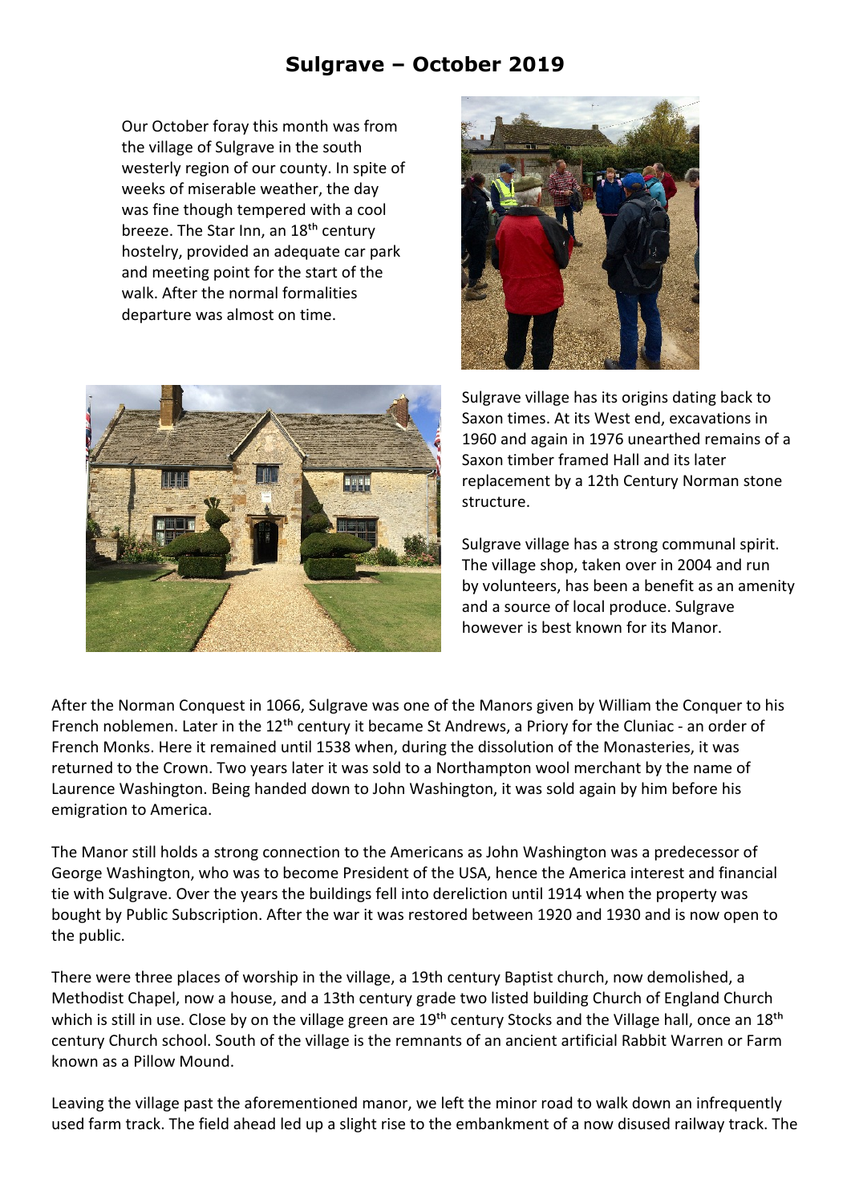# Sulgrave – October 2019

Our October foray this month was from the village of Sulgrave in the south westerly region of our county. In spite of weeks of miserable weather, the day was fine though tempered with a cool breeze. The Star Inn, an 18th century hostelry, provided an adequate car park and meeting point for the start of the walk. After the normal formalities departure was almost on time.

Sulgrave village has its origins dating back to Saxon times. At its West end, excavations in 1960 and again in 1976 unearthed remains of a Saxon timber framed Hall and its later replacement by a 12th Century Norman stone structure.

Sulgrave village has a strong communal spirit. The village shop, taken over in 2004 and run by volunteers, has been a benefit as an amenity and a source of local produce. Sulgrave however is best known for its Manor.

After the Norman Conquest in 1066, Sulgrave was one of the Manors given by William the Conquer to his French noblemen. Later in the 12th century it became St Andrews, a Priory for the Cluniac - an order of French Monks. Here it remained until 1538 when, during the dissolution of the Monasteries, it was returned to the Crown. Two years later it was sold to a Northampton wool merchant by the name of Laurence Washington. Being handed down to John Washington, it was sold again by him before his emigration to America.

The Manor still holds a strong connection to the Americans as John Washington was a predecessor of George Washington, who was to become President of the USA, hence the America interest and financial tie with Sulgrave. Over the years the buildings fell into dereliction until 1914 when the property was bought by Public Subscription. After the war it was restored between 1920 and 1930 and is now open to the public.

There were three places of worship in the village, a 19th century Baptist church, now demolished, a Methodist Chapel, now a house, and a 13th century grade two listed building Church of England Church which is still in use. Close by on the village green are 19th century Stocks and the Village hall, once an 18th century Church school. South of the village is the remnants of an ancient artificial Rabbit Warren or Farm known as a Pillow Mound.

Leaving the village past the aforementioned manor, we left the minor road to walk down an infrequently used farm track. The field ahead led up a slight rise to the embankment of a now disused railway track. The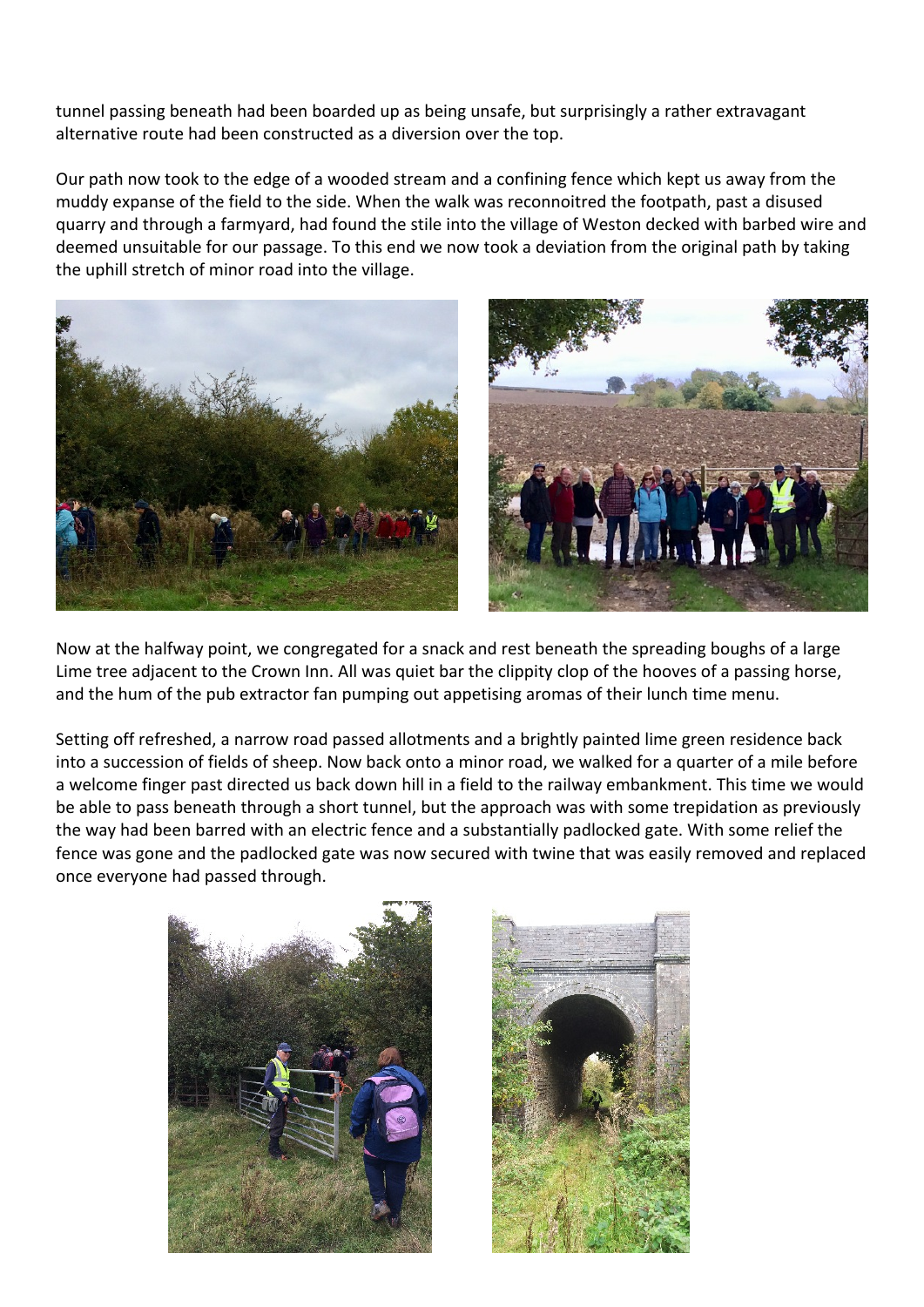tunnel passing beneath had been boarded up as being unsafe, but surprisingly a rather extravagant alternative route had been constructed as a diversion over the top.

Our path now took to the edge of a wooded stream and a confining fence which kept us away from the muddy expanse of the field to the side. When the walk was reconnoitred the footpath, past a disused quarry and through a farmyard, had found the stile into the village of Weston decked with barbed wire and deemed unsuitable for our passage. To this end we now took a deviation from the original path by taking the uphill stretch of minor road into the village.

Now at the halfway point, we congregated for a snack and rest beneath the spreading boughs of a large Lime tree adjacent to the Crown Inn. All was quiet bar the clippity clop of the hooves of a passing horse, and the hum of the pub extractor fan pumping out appetising aromas of their lunch time menu.

Setting off refreshed, a narrow road passed allotments and a brightly painted lime green residence back into a succession of fields of sheep. Now back onto a minor road, we walked for a quarter of a mile before a welcome finger past directed us back down hill in a field to the railway embankment. This time we would be able to pass beneath through a short tunnel, but the approach was with some trepidation as previously the way had been barred with an electric fence and a substantially padlocked gate. With some relief the fence was gone and the padlocked gate was now secured with twine that was easily removed and replaced once everyone had passed through.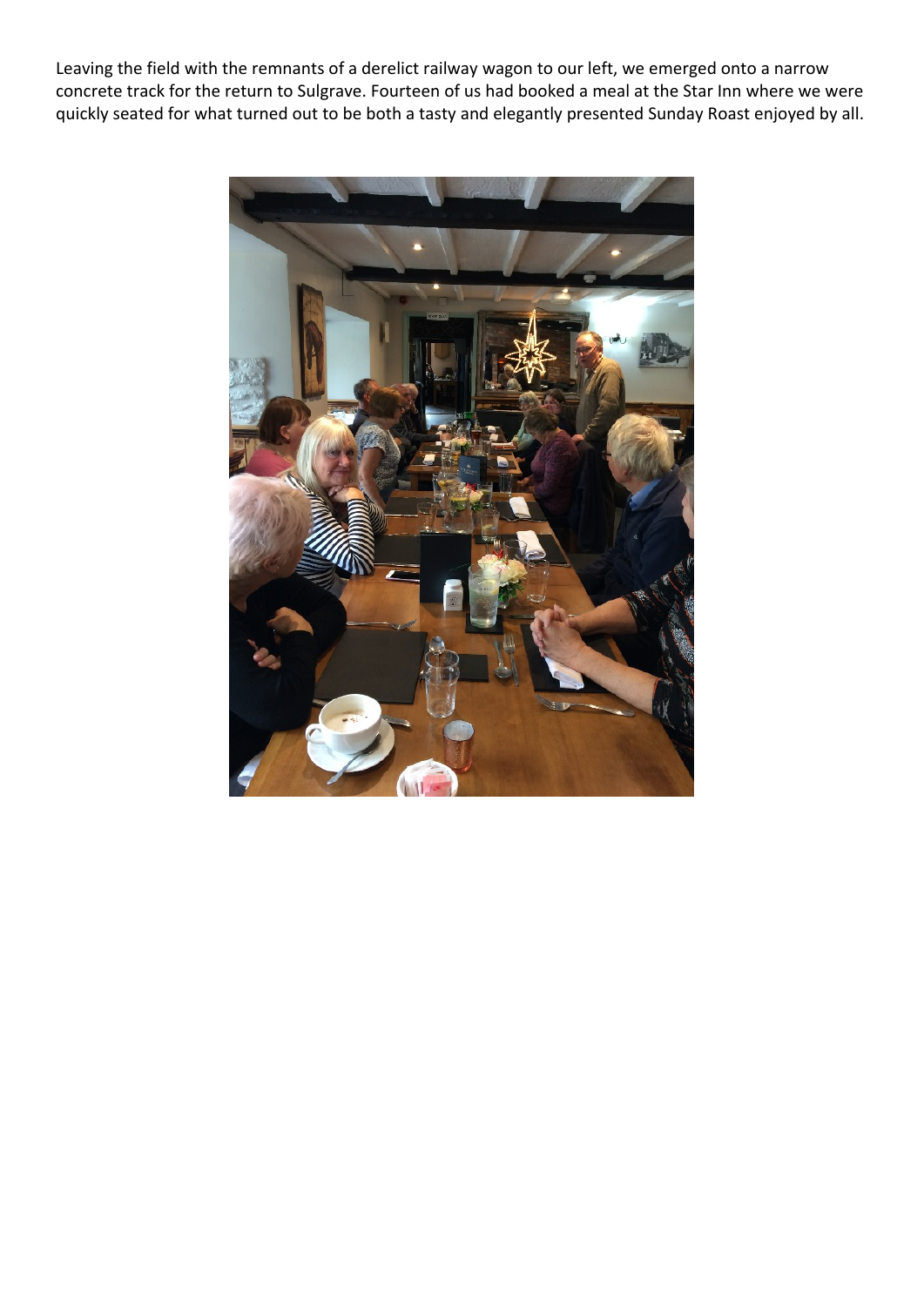Leaving the field with the remnants of a derelict railway wagon to our left, we emerged onto a narrow concrete track for the return to Sulgrave. Fourteen of us had booked a meal at the Star Inn where we were quickly seated for what turned out to be both a tasty and elegantly presented Sunday Roast enjoyed by all.